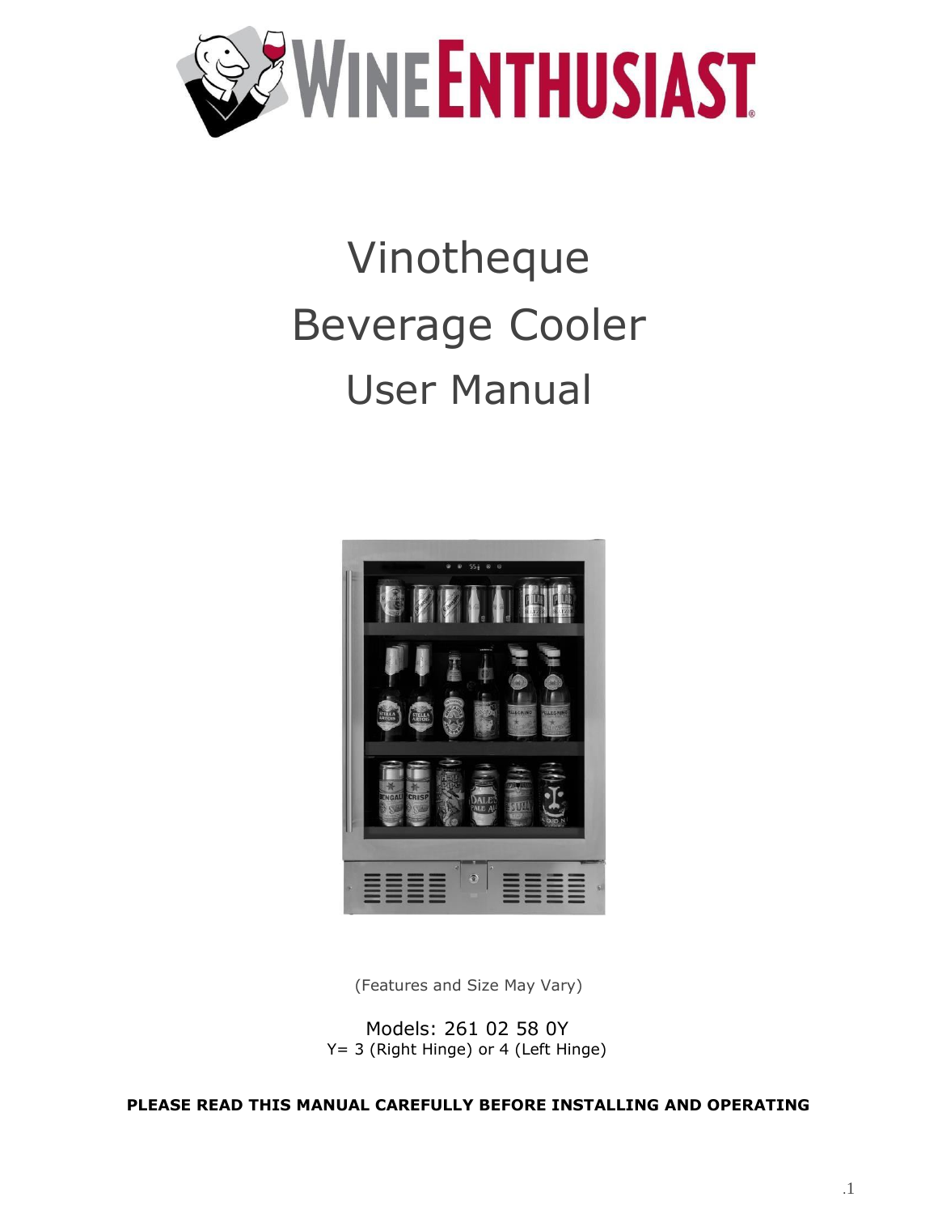# Vinotheque

# Beverage Cooler

# User Manual

(Features and Size May Vary)

Models: 261 02 58 0Y

Y= 3 (Right Hinge) or 4 (Left Hinge)

**PLEASE READ THIS MANUAL CAREFULLY BEFORE INSTALLING AND OPERATING**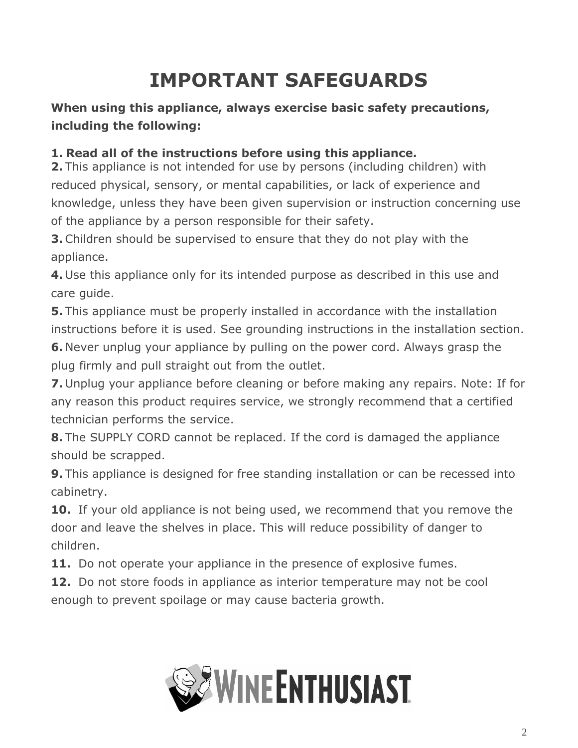# IMPORTANT SAFEGUARDS

**When using this appliance, always exercise basic safety precautions, including the following:**

**1. Read all of the instructions before using this appliance.**

**2.** This appliance is not intended for use by persons (including children) with reduced physical, sensory, or mental capabilities, or lack of experience and knowledge, unless they have been given supervision or instruction concerning use of the appliance by a person responsible for their safety.

**3.** Children should be supervised to ensure that they do not play with the appliance.

**4.** Use this appliance only for its intended purpose as described in this use and care guide.

**5.** This appliance must be properly installed in accordance with the installation instructions before it is used. See grounding instructions in the installation section.

**6.** Never unplug your appliance by pulling on the power cord. Always grasp the plug firmly and pull straight out from the outlet.

**7.** Unplug your appliance before cleaning or before making any repairs. Note: If for any reason this product requires service, we strongly recommend that a certified technician performs the service.

**8.** The SUPPLY CORD cannot be replaced. If the cord is damaged the appliance should be scrapped.

**9.** This appliance is designed for free standing installation or can be recessed into cabinetry.

**10.** If your old appliance is not being used, we recommend that you remove the door and leave the shelves in place. This will reduce possibility of danger to children.

**11.** Do not operate your appliance in the presence of explosive fumes.

**12.** Do not store foods in appliance as interior temperature may not be cool enough to prevent spoilage or may cause bacteria growth.

WINE ENTHUSIAST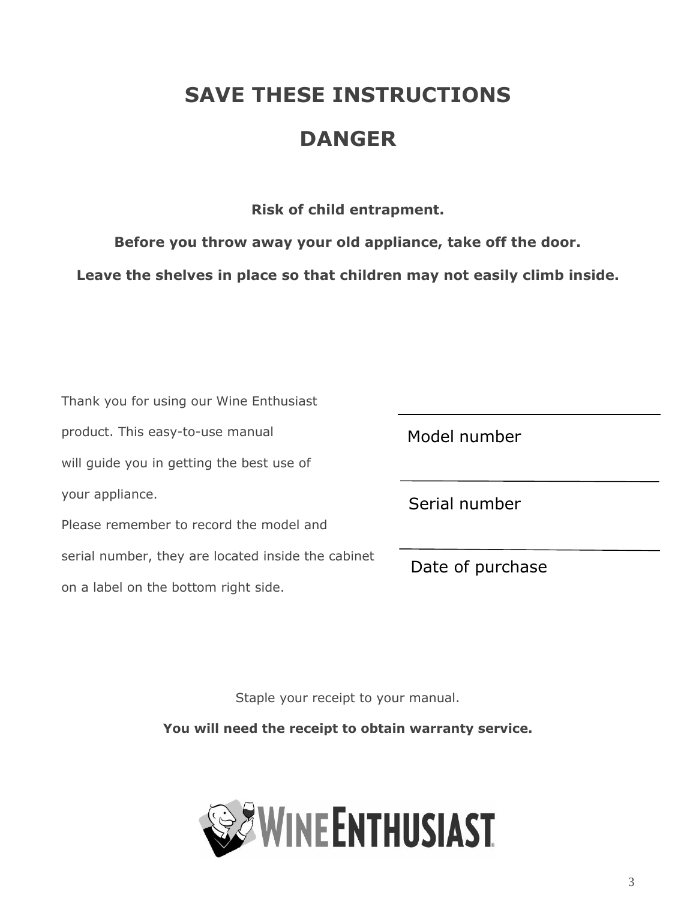# SAVE THESE INSTRUCTIONS

# DANGER

**Risk of child entrapment.**

**Before you throw away your old appliance, take off the door.**

**Leave the shelves in place so that children may not easily climb inside.**

Thank you for using our Wine Enthusiast product. This easy-to-use manual will guide you in getting the best use of your appliance.

Please remember to record the model and serial number, they are located inside the cabinet on a label on the bottom right side.

\_\_\_\_\_\_\_\_\_\_\_\_\_\_\_\_\_\_\_\_\_\_\_\_\_\_\_\_
Model number

\_\_\_\_\_\_\_\_\_\_\_\_\_\_\_\_\_\_\_\_\_\_\_\_\_\_\_\_
Serial number

\_\_\_\_\_\_\_\_\_\_\_\_\_\_\_\_\_\_\_\_\_\_\_\_\_\_\_\_
Date of purchase

Staple your receipt to your manual.

**You will need the receipt to obtain warranty service.**

WINE ENTHUSIAST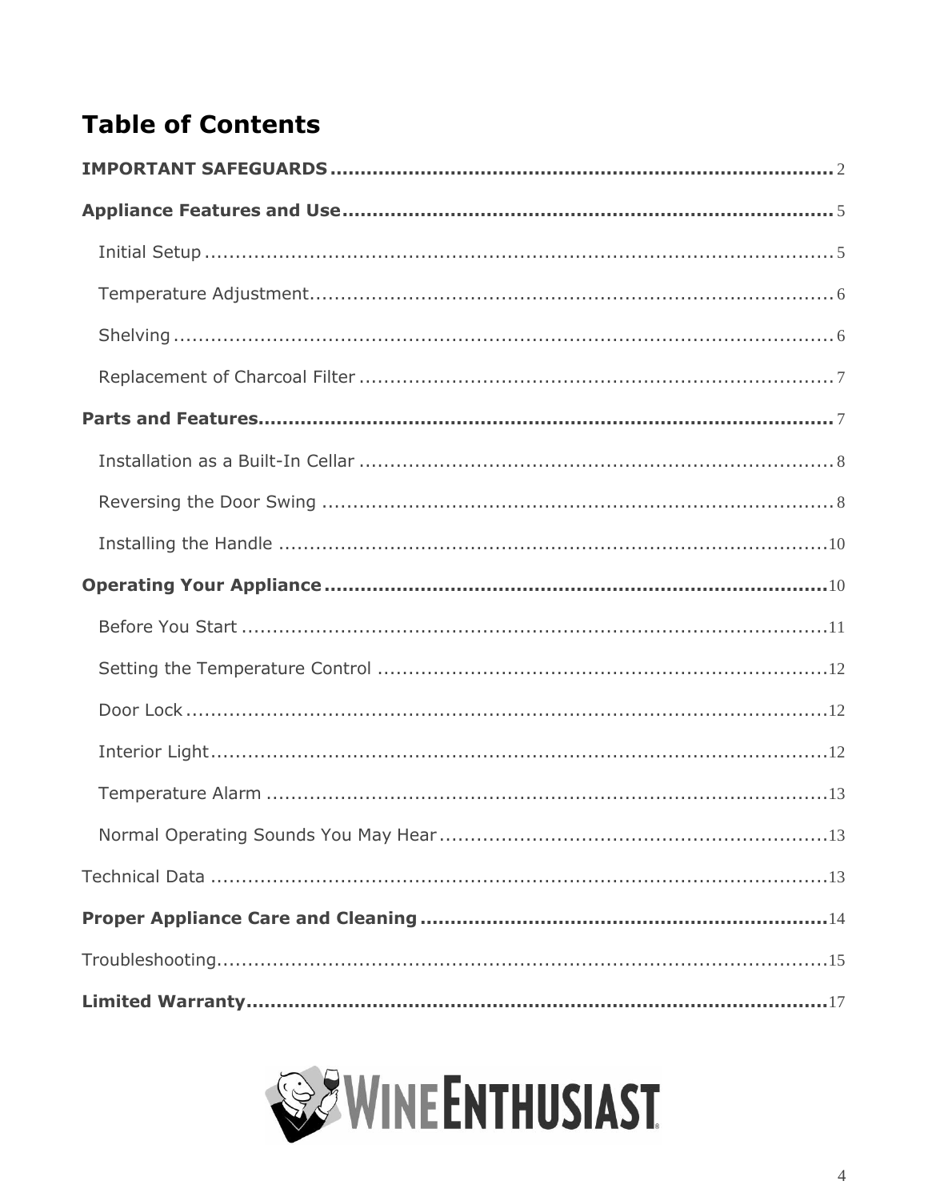# Table of Contents

**IMPORTANT SAFEGUARDS** .......... 2

**Appliance Features and Use** .......... 5

- Initial Setup .......... 5
- Temperature Adjustment .......... 6
- Shelving .......... 6
- Replacement of Charcoal Filter .......... 7

**Parts and Features** .......... 7

- Installation as a Built-In Cellar .......... 8
- Reversing the Door Swing .......... 8
- Installing the Handle .......... 10

**Operating Your Appliance** .......... 10

- Before You Start .......... 11
- Setting the Temperature Control .......... 12
- Door Lock .......... 12
- Interior Light .......... 12
- Temperature Alarm .......... 13
- Normal Operating Sounds You May Hear .......... 13

Technical Data .......... 13

**Proper Appliance Care and Cleaning** .......... 14

Troubleshooting .......... 15

**Limited Warranty** .......... 17

WINE ENTHUSIAST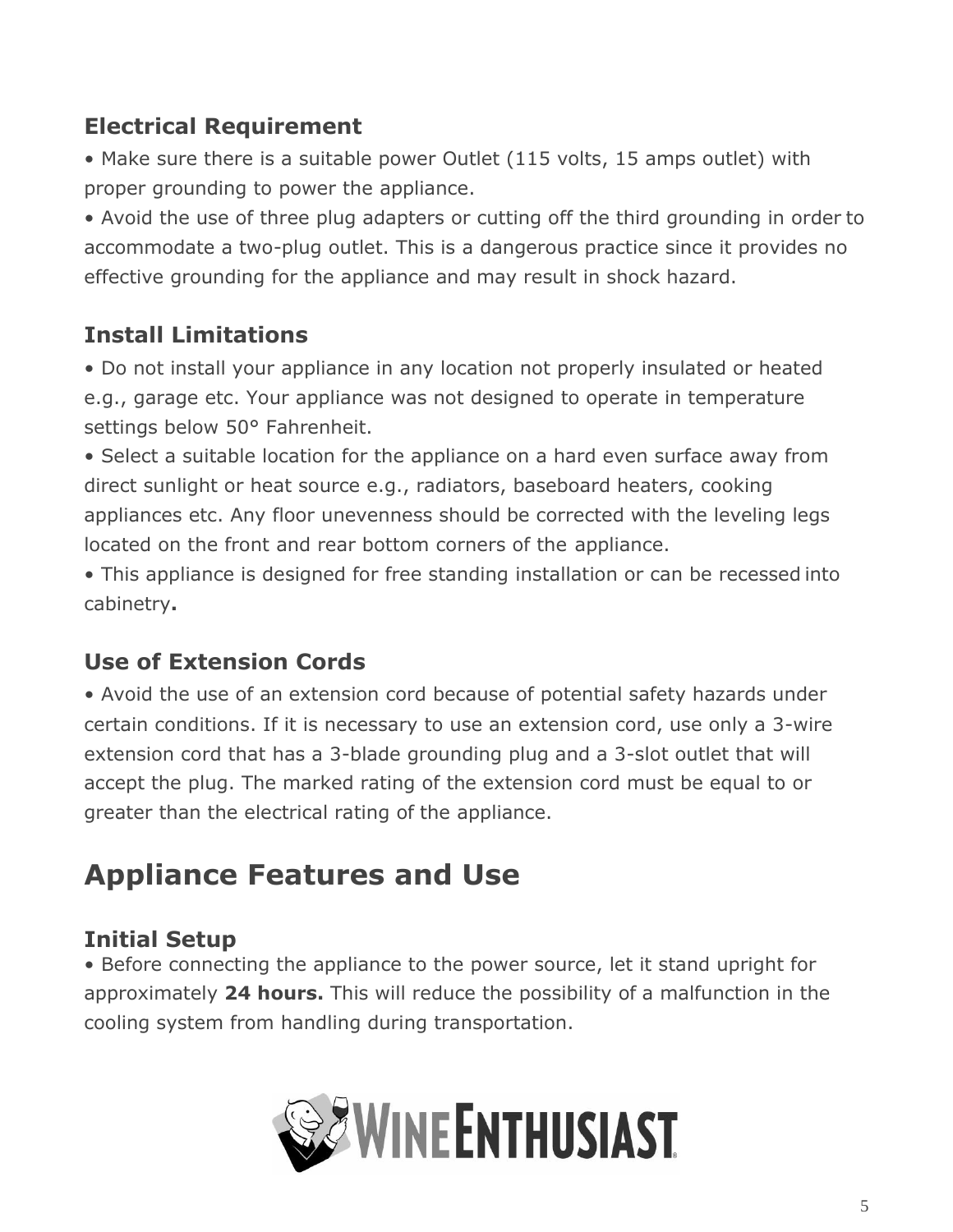### Electrical Requirement

• Make sure there is a suitable power Outlet (115 volts, 15 amps outlet) with proper grounding to power the appliance.

• Avoid the use of three plug adapters or cutting off the third grounding in order to accommodate a two-plug outlet. This is a dangerous practice since it provides no effective grounding for the appliance and may result in shock hazard.

### Install Limitations

• Do not install your appliance in any location not properly insulated or heated e.g., garage etc. Your appliance was not designed to operate in temperature settings below 50° Fahrenheit.

• Select a suitable location for the appliance on a hard even surface away from direct sunlight or heat source e.g., radiators, baseboard heaters, cooking appliances etc. Any floor unevenness should be corrected with the leveling legs located on the front and rear bottom corners of the appliance.

• This appliance is designed for free standing installation or can be recessed into cabinetry**.**

### Use of Extension Cords

• Avoid the use of an extension cord because of potential safety hazards under certain conditions. If it is necessary to use an extension cord, use only a 3-wire extension cord that has a 3-blade grounding plug and a 3-slot outlet that will accept the plug. The marked rating of the extension cord must be equal to or greater than the electrical rating of the appliance.

## Appliance Features and Use

### Initial Setup

• Before connecting the appliance to the power source, let it stand upright for approximately **24 hours.** This will reduce the possibility of a malfunction in the cooling system from handling during transportation.

WINE ENTHUSIAST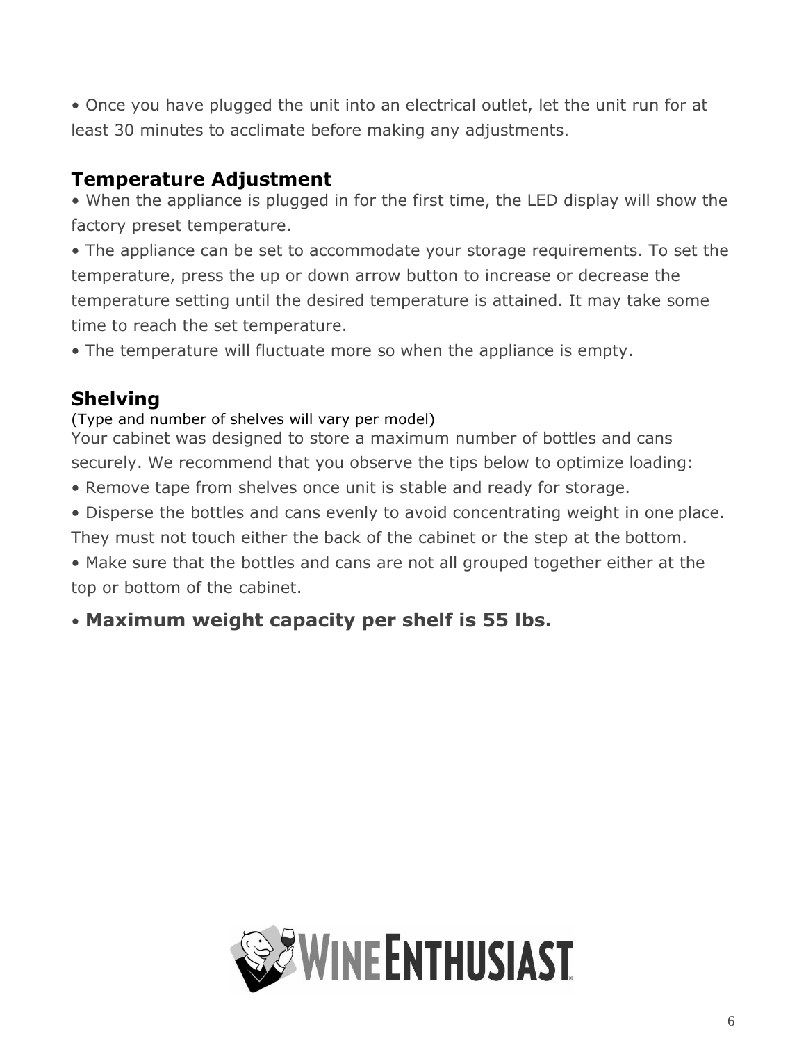• Once you have plugged the unit into an electrical outlet, let the unit run for at least 30 minutes to acclimate before making any adjustments.

## Temperature Adjustment

• When the appliance is plugged in for the first time, the LED display will show the factory preset temperature.

• The appliance can be set to accommodate your storage requirements. To set the temperature, press the up or down arrow button to increase or decrease the temperature setting until the desired temperature is attained. It may take some time to reach the set temperature.

• The temperature will fluctuate more so when the appliance is empty.

## Shelving

(Type and number of shelves will vary per model)

Your cabinet was designed to store a maximum number of bottles and cans securely. We recommend that you observe the tips below to optimize loading:

• Remove tape from shelves once unit is stable and ready for storage.

• Disperse the bottles and cans evenly to avoid concentrating weight in one place. They must not touch either the back of the cabinet or the step at the bottom.

• Make sure that the bottles and cans are not all grouped together either at the top or bottom of the cabinet.

• **Maximum weight capacity per shelf is 55 lbs.**

WINE ENTHUSIAST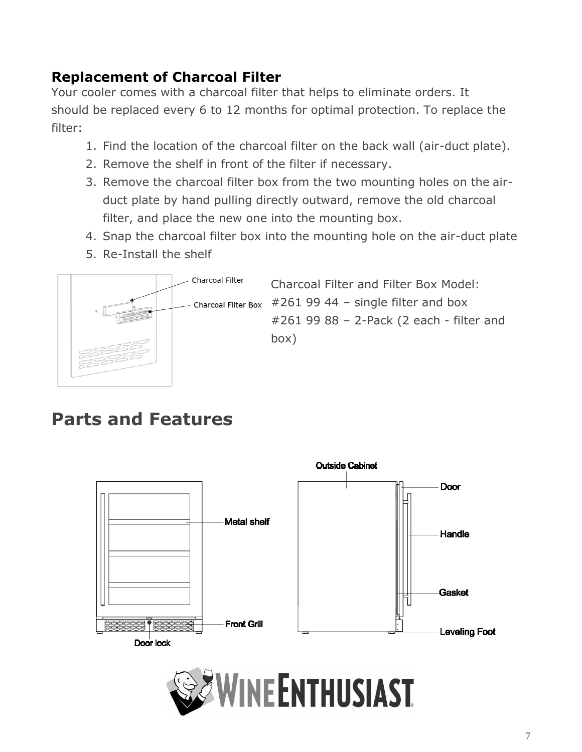## Replacement of Charcoal Filter

Your cooler comes with a charcoal filter that helps to eliminate orders. It should be replaced every 6 to 12 months for optimal protection. To replace the filter:

1. Find the location of the charcoal filter on the back wall (air-duct plate).
2. Remove the shelf in front of the filter if necessary.
3. Remove the charcoal filter box from the two mounting holes on the air-duct plate by hand pulling directly outward, remove the old charcoal filter, and place the new one into the mounting box.
4. Snap the charcoal filter box into the mounting hole on the air-duct plate
5. Re-Install the shelf

Charcoal Filter and Filter Box Model:
#261 99 44 – single filter and box
#261 99 88 – 2-Pack (2 each - filter and box)

# Parts and Features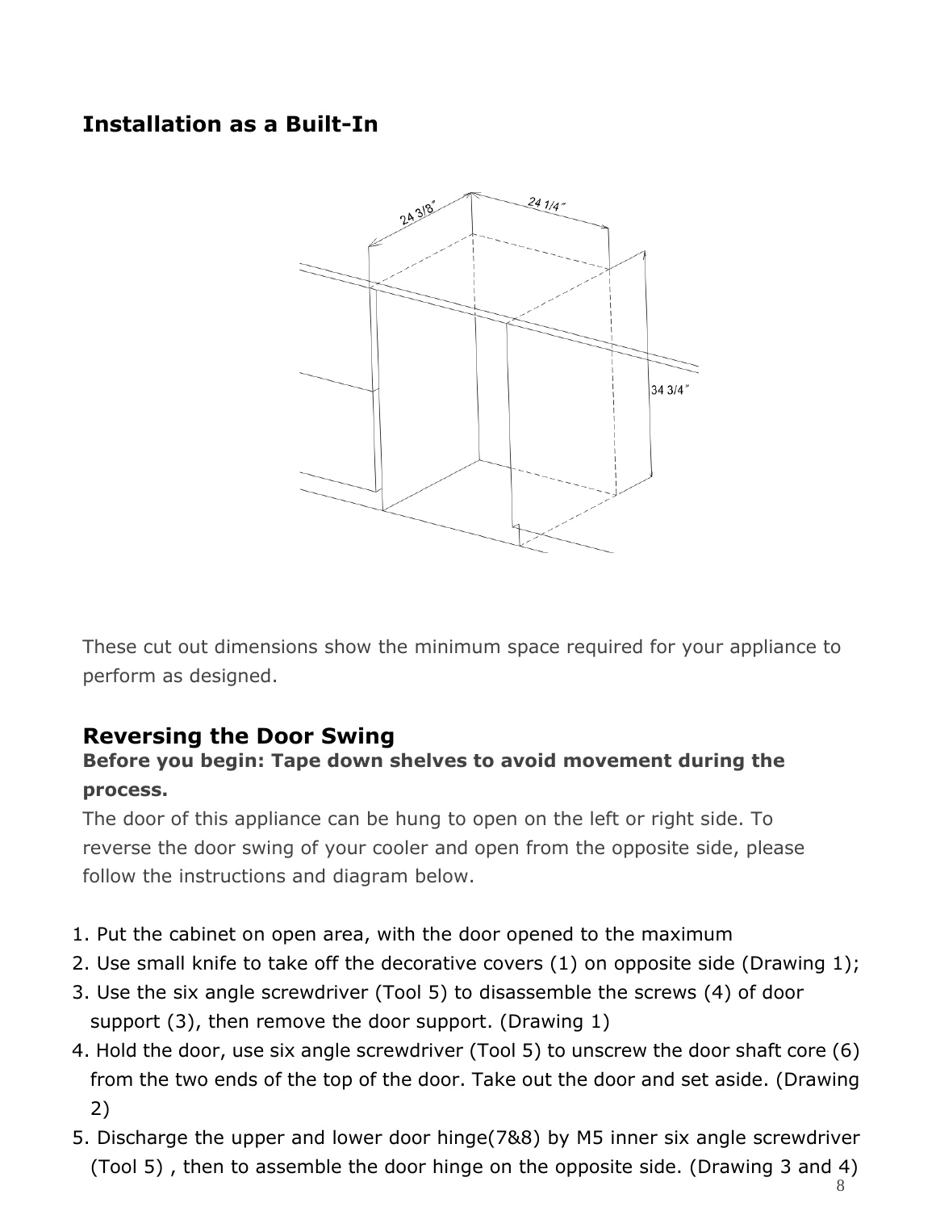## Installation as a Built-In

These cut out dimensions show the minimum space required for your appliance to perform as designed.

## Reversing the Door Swing

**Before you begin: Tape down shelves to avoid movement during the process.**

The door of this appliance can be hung to open on the left or right side. To reverse the door swing of your cooler and open from the opposite side, please follow the instructions and diagram below.

1. Put the cabinet on open area, with the door opened to the maximum
2. Use small knife to take off the decorative covers (1) on opposite side (Drawing 1);
3. Use the six angle screwdriver (Tool 5) to disassemble the screws (4) of door support (3), then remove the door support. (Drawing 1)
4. Hold the door, use six angle screwdriver (Tool 5) to unscrew the door shaft core (6) from the two ends of the top of the door. Take out the door and set aside. (Drawing 2)
5. Discharge the upper and lower door hinge(7&8) by M5 inner six angle screwdriver (Tool 5) , then to assemble the door hinge on the opposite side. (Drawing 3 and 4)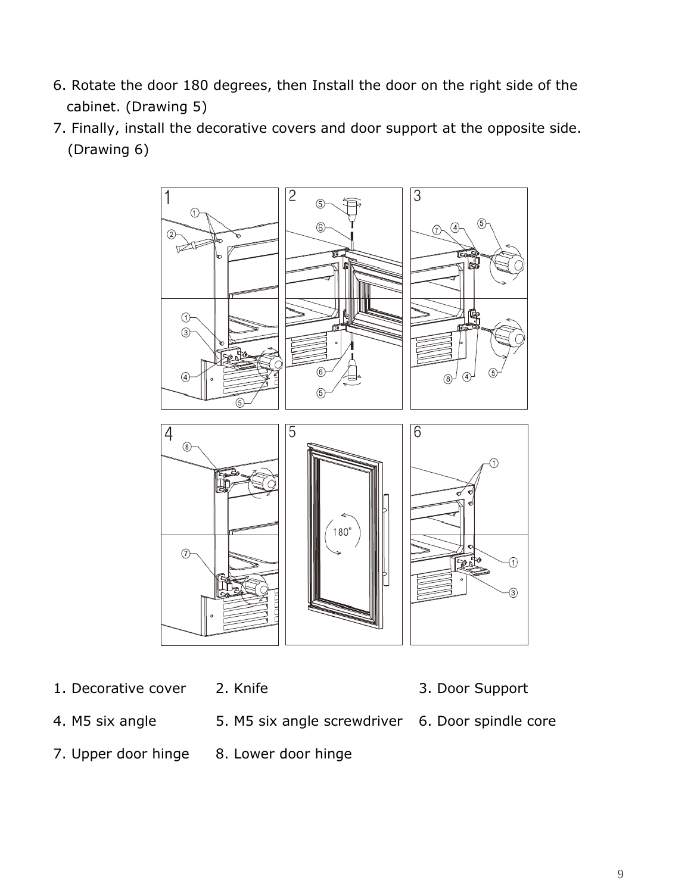6. Rotate the door 180 degrees, then Install the door on the right side of the cabinet. (Drawing 5)
7. Finally, install the decorative covers and door support at the opposite side. (Drawing 6)

1. Decorative cover
2. Knife
3. Door Support
4. M5 six angle
5. M5 six angle screwdriver
6. Door spindle core
7. Upper door hinge
8. Lower door hinge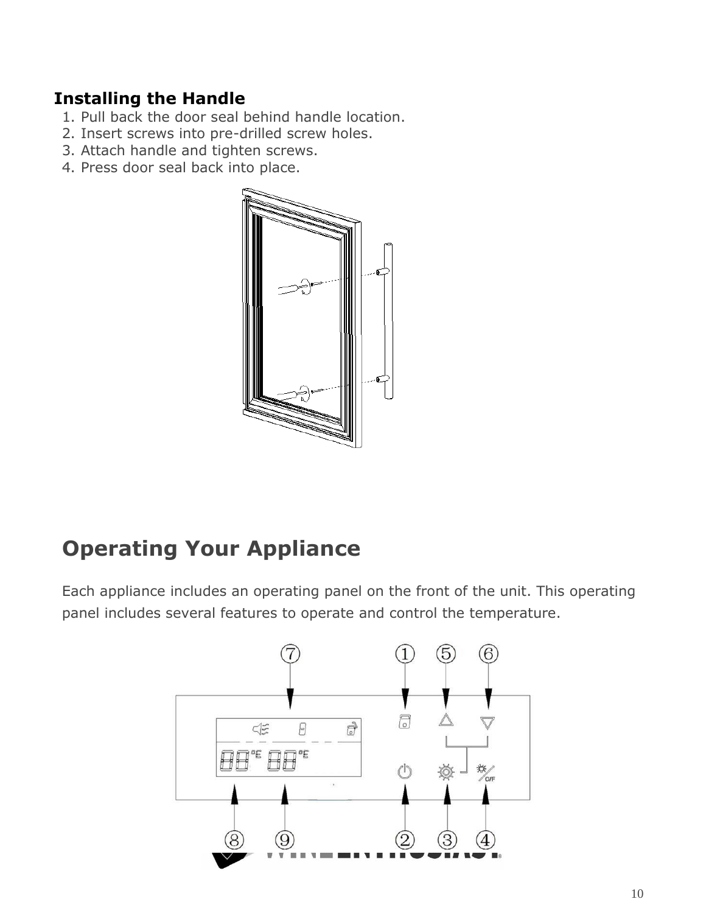### Installing the Handle

1. Pull back the door seal behind handle location.
2. Insert screws into pre-drilled screw holes.
3. Attach handle and tighten screws.
4. Press door seal back into place.

## Operating Your Appliance

Each appliance includes an operating panel on the front of the unit. This operating panel includes several features to operate and control the temperature.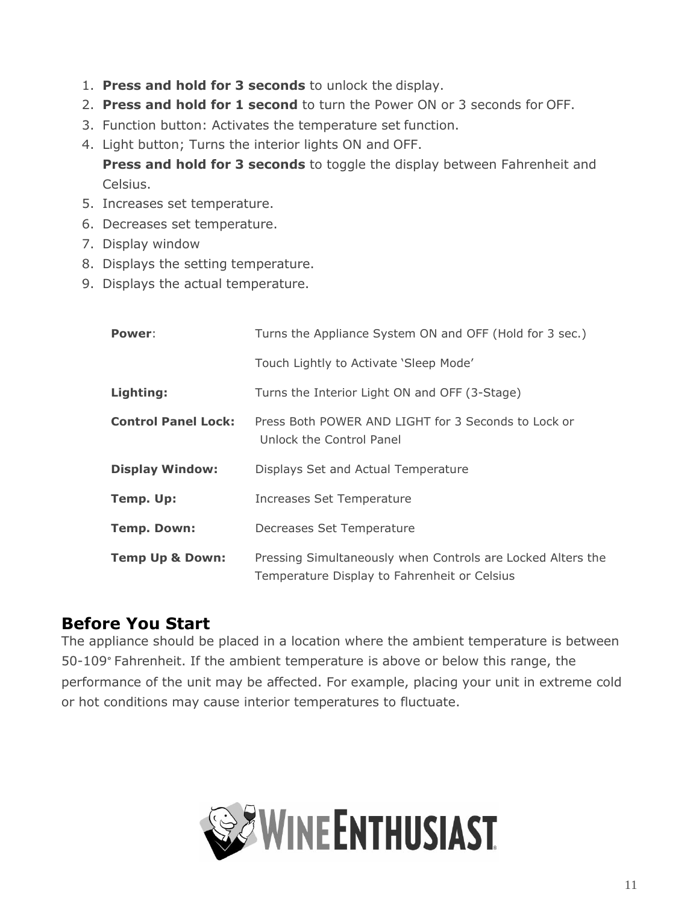1. **Press and hold for 3 seconds** to unlock the display.
2. **Press and hold for 1 second** to turn the Power ON or 3 seconds for OFF.
3. Function button: Activates the temperature set function.
4. Light button; Turns the interior lights ON and OFF.
   **Press and hold for 3 seconds** to toggle the display between Fahrenheit and Celsius.
5. Increases set temperature.
6. Decreases set temperature.
7. Display window
8. Displays the setting temperature.
9. Displays the actual temperature.

| | |
|---|---|
| **Power**: | Turns the Appliance System ON and OFF (Hold for 3 sec.) |
| | Touch Lightly to Activate 'Sleep Mode' |
| **Lighting:** | Turns the Interior Light ON and OFF (3-Stage) |
| **Control Panel Lock:** | Press Both POWER AND LIGHT for 3 Seconds to Lock or Unlock the Control Panel |
| **Display Window:** | Displays Set and Actual Temperature |
| **Temp. Up:** | Increases Set Temperature |
| **Temp. Down:** | Decreases Set Temperature |
| **Temp Up & Down:** | Pressing Simultaneously when Controls are Locked Alters the Temperature Display to Fahrenheit or Celsius |

## Before You Start

The appliance should be placed in a location where the ambient temperature is between 50-109° Fahrenheit. If the ambient temperature is above or below this range, the performance of the unit may be affected. For example, placing your unit in extreme cold or hot conditions may cause interior temperatures to fluctuate.

WINE ENTHUSIAST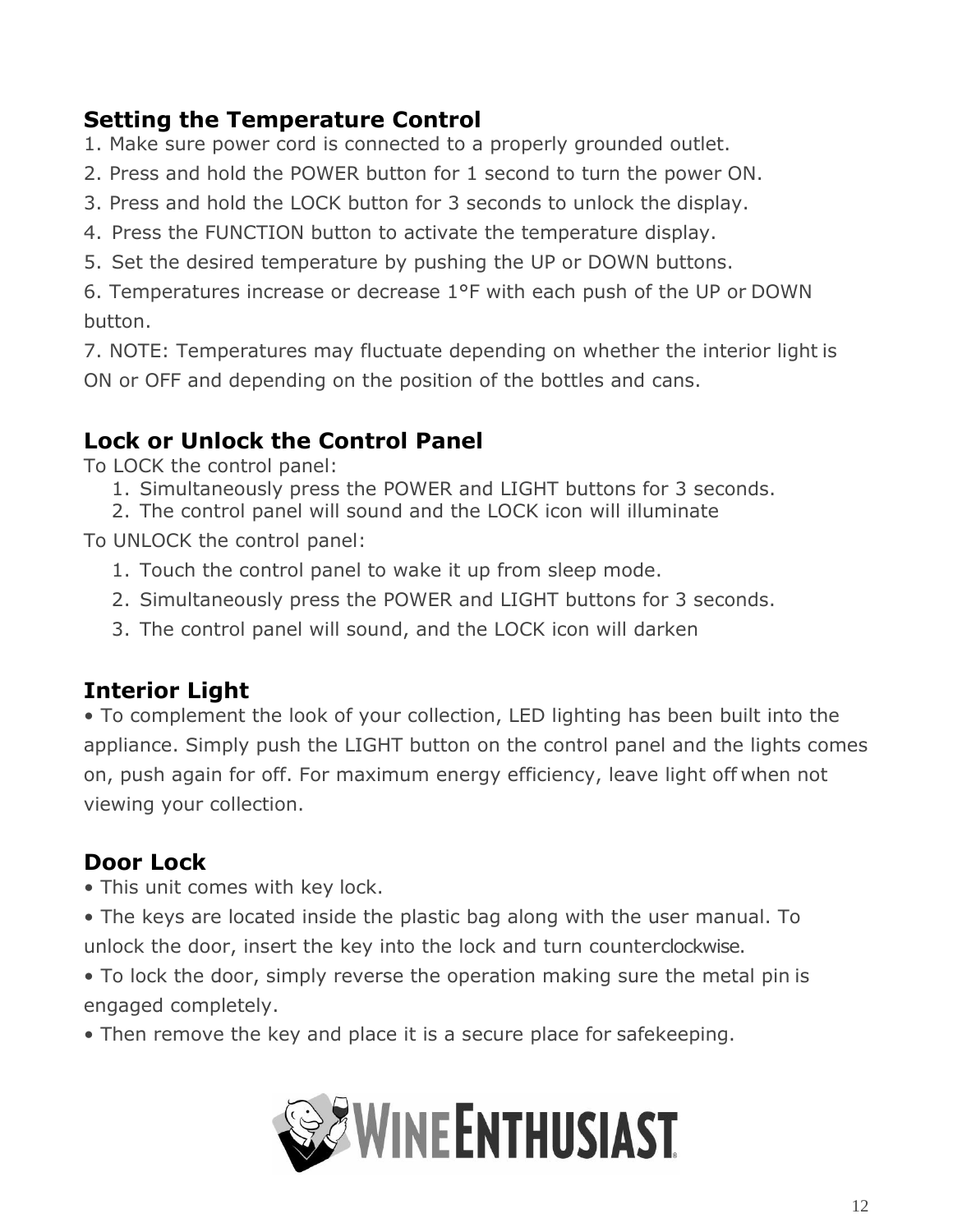## Setting the Temperature Control

1. Make sure power cord is connected to a properly grounded outlet.
2. Press and hold the POWER button for 1 second to turn the power ON.
3. Press and hold the LOCK button for 3 seconds to unlock the display.
4. Press the FUNCTION button to activate the temperature display.
5. Set the desired temperature by pushing the UP or DOWN buttons.
6. Temperatures increase or decrease 1°F with each push of the UP or DOWN button.
7. NOTE: Temperatures may fluctuate depending on whether the interior light is ON or OFF and depending on the position of the bottles and cans.

## Lock or Unlock the Control Panel

To LOCK the control panel:

1. Simultaneously press the POWER and LIGHT buttons for 3 seconds.
2. The control panel will sound and the LOCK icon will illuminate

To UNLOCK the control panel:

1. Touch the control panel to wake it up from sleep mode.
2. Simultaneously press the POWER and LIGHT buttons for 3 seconds.
3. The control panel will sound, and the LOCK icon will darken

## Interior Light

• To complement the look of your collection, LED lighting has been built into the appliance. Simply push the LIGHT button on the control panel and the lights comes on, push again for off. For maximum energy efficiency, leave light off when not viewing your collection.

## Door Lock

• This unit comes with key lock.

• The keys are located inside the plastic bag along with the user manual. To unlock the door, insert the key into the lock and turn counterclockwise.

• To lock the door, simply reverse the operation making sure the metal pin is engaged completely.

• Then remove the key and place it is a secure place for safekeeping.

WINE ENTHUSIAST®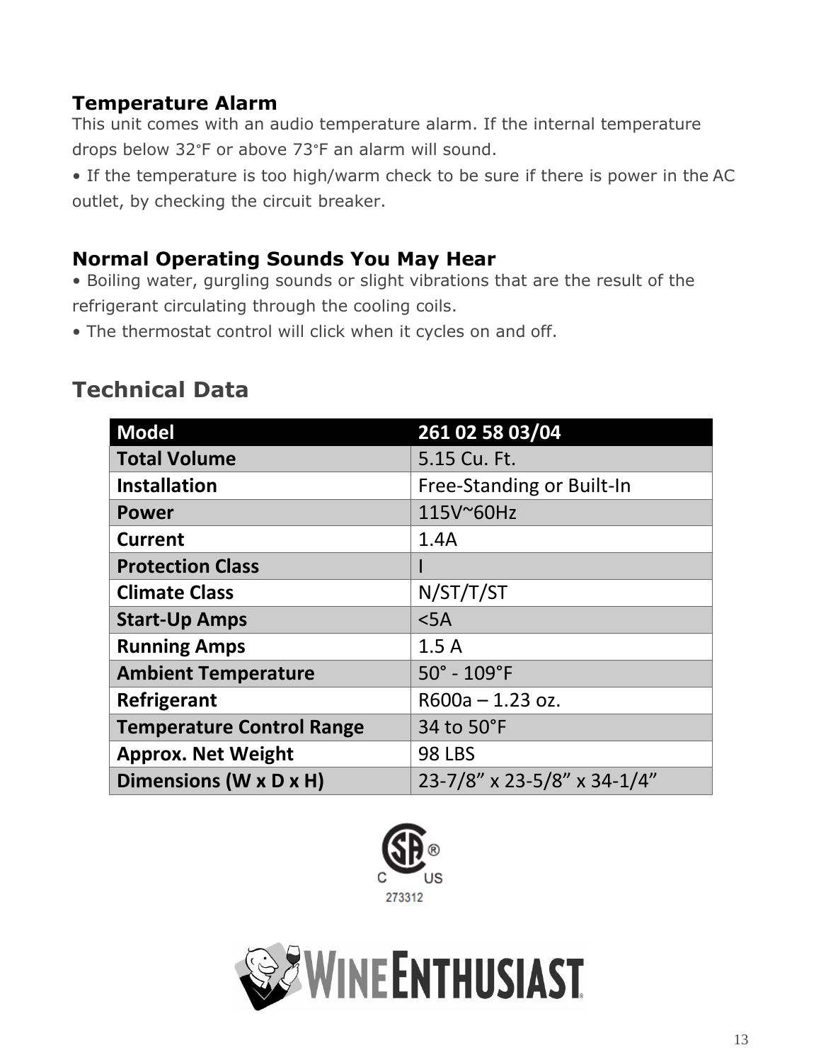## Temperature Alarm

This unit comes with an audio temperature alarm. If the internal temperature drops below 32°F or above 73°F an alarm will sound.

• If the temperature is too high/warm check to be sure if there is power in the AC outlet, by checking the circuit breaker.

## Normal Operating Sounds You May Hear

• Boiling water, gurgling sounds or slight vibrations that are the result of the refrigerant circulating through the cooling coils.

• The thermostat control will click when it cycles on and off.

# Technical Data

| Model | 261 02 58 03/04 |
|---|---|
| **Total Volume** | 5.15 Cu. Ft. |
| **Installation** | Free-Standing or Built-In |
| **Power** | 115V~60Hz |
| **Current** | 1.4A |
| **Protection Class** | I |
| **Climate Class** | N/ST/T/ST |
| **Start-Up Amps** | <5A |
| **Running Amps** | 1.5 A |
| **Ambient Temperature** | 50° - 109°F |
| **Refrigerant** | R600a – 1.23 oz. |
| **Temperature Control Range** | 34 to 50°F |
| **Approx. Net Weight** | 98 LBS |
| **Dimensions (W x D x H)** | 23-7/8” x 23-5/8” x 34-1/4” |

C US
273312

WINE ENTHUSIAST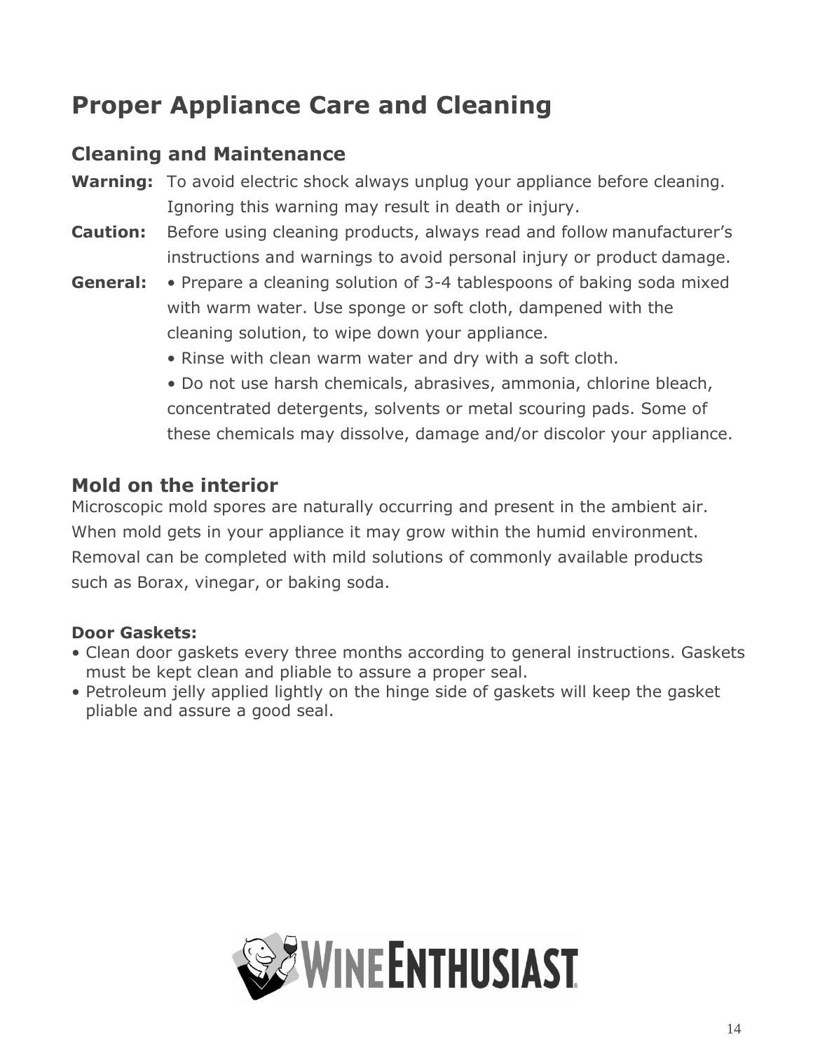# Proper Appliance Care and Cleaning

## Cleaning and Maintenance

**Warning:** To avoid electric shock always unplug your appliance before cleaning. Ignoring this warning may result in death or injury.

**Caution:** Before using cleaning products, always read and follow manufacturer's instructions and warnings to avoid personal injury or product damage.

**General:**

- Prepare a cleaning solution of 3-4 tablespoons of baking soda mixed with warm water. Use sponge or soft cloth, dampened with the cleaning solution, to wipe down your appliance.
- Rinse with clean warm water and dry with a soft cloth.
- Do not use harsh chemicals, abrasives, ammonia, chlorine bleach, concentrated detergents, solvents or metal scouring pads. Some of these chemicals may dissolve, damage and/or discolor your appliance.

## Mold on the interior

Microscopic mold spores are naturally occurring and present in the ambient air. When mold gets in your appliance it may grow within the humid environment. Removal can be completed with mild solutions of commonly available products such as Borax, vinegar, or baking soda.

**Door Gaskets:**

- Clean door gaskets every three months according to general instructions. Gaskets must be kept clean and pliable to assure a proper seal.
- Petroleum jelly applied lightly on the hinge side of gaskets will keep the gasket pliable and assure a good seal.

WINE ENTHUSIAST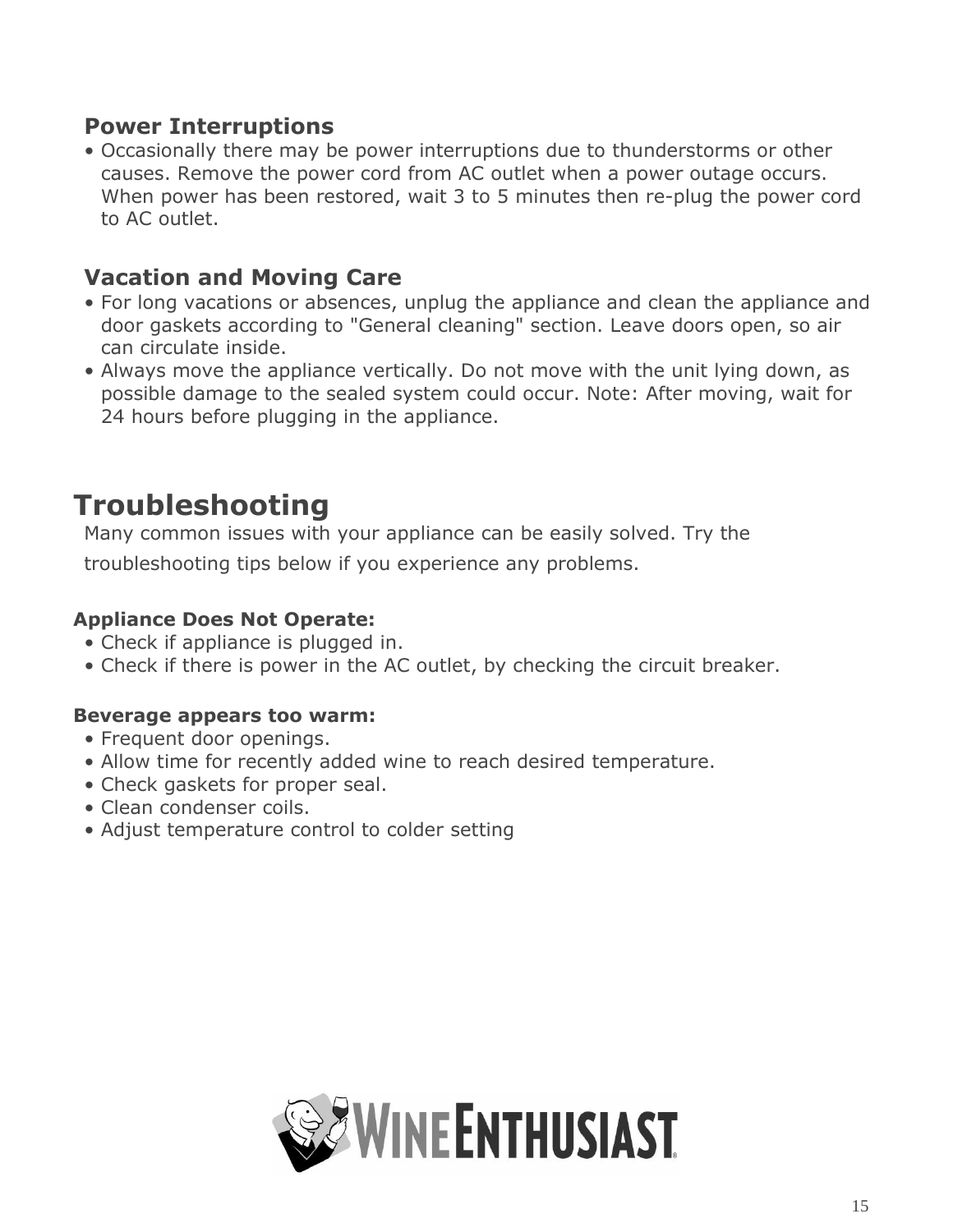## Power Interruptions

- Occasionally there may be power interruptions due to thunderstorms or other causes. Remove the power cord from AC outlet when a power outage occurs. When power has been restored, wait 3 to 5 minutes then re-plug the power cord to AC outlet.

## Vacation and Moving Care

- For long vacations or absences, unplug the appliance and clean the appliance and door gaskets according to "General cleaning" section. Leave doors open, so air can circulate inside.
- Always move the appliance vertically. Do not move with the unit lying down, as possible damage to the sealed system could occur. Note: After moving, wait for 24 hours before plugging in the appliance.

# Troubleshooting

Many common issues with your appliance can be easily solved. Try the troubleshooting tips below if you experience any problems.

**Appliance Does Not Operate:**

- Check if appliance is plugged in.
- Check if there is power in the AC outlet, by checking the circuit breaker.

**Beverage appears too warm:**

- Frequent door openings.
- Allow time for recently added wine to reach desired temperature.
- Check gaskets for proper seal.
- Clean condenser coils.
- Adjust temperature control to colder setting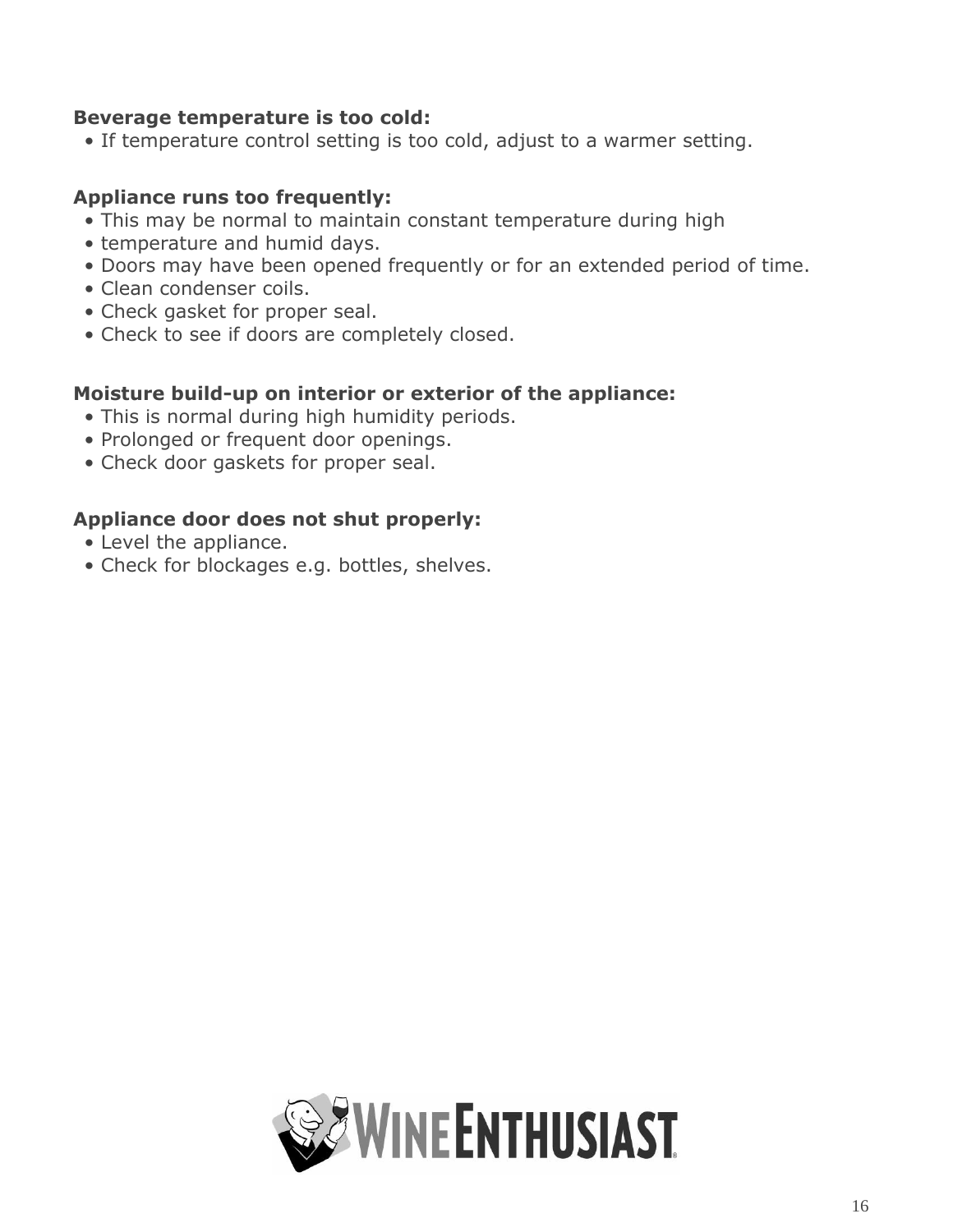**Beverage temperature is too cold:**

- If temperature control setting is too cold, adjust to a warmer setting.

**Appliance runs too frequently:**

- This may be normal to maintain constant temperature during high
- temperature and humid days.
- Doors may have been opened frequently or for an extended period of time.
- Clean condenser coils.
- Check gasket for proper seal.
- Check to see if doors are completely closed.

**Moisture build-up on interior or exterior of the appliance:**

- This is normal during high humidity periods.
- Prolonged or frequent door openings.
- Check door gaskets for proper seal.

**Appliance door does not shut properly:**

- Level the appliance.
- Check for blockages e.g. bottles, shelves.

WINE ENTHUSIAST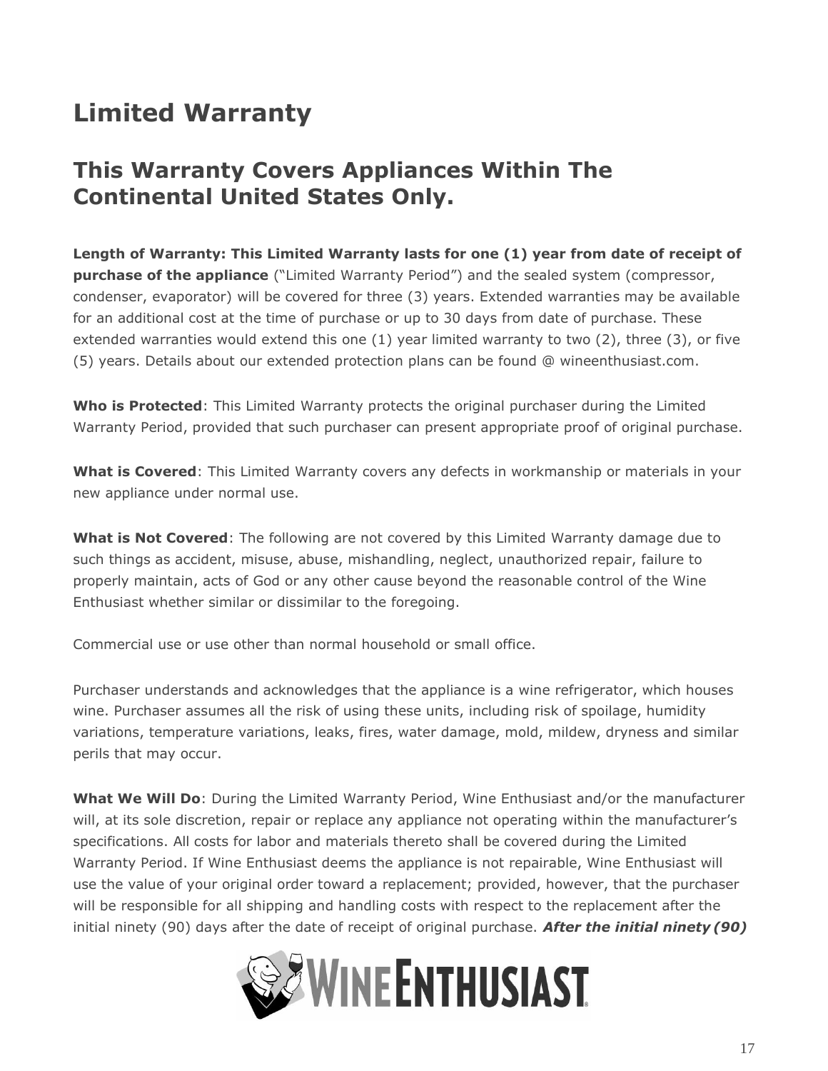# Limited Warranty

## This Warranty Covers Appliances Within The Continental United States Only.

**Length of Warranty: This Limited Warranty lasts for one (1) year from date of receipt of purchase of the appliance** ("Limited Warranty Period") and the sealed system (compressor, condenser, evaporator) will be covered for three (3) years. Extended warranties may be available for an additional cost at the time of purchase or up to 30 days from date of purchase. These extended warranties would extend this one (1) year limited warranty to two (2), three (3), or five (5) years. Details about our extended protection plans can be found @ wineenthusiast.com.

**Who is Protected**: This Limited Warranty protects the original purchaser during the Limited Warranty Period, provided that such purchaser can present appropriate proof of original purchase.

**What is Covered**: This Limited Warranty covers any defects in workmanship or materials in your new appliance under normal use.

**What is Not Covered**: The following are not covered by this Limited Warranty damage due to such things as accident, misuse, abuse, mishandling, neglect, unauthorized repair, failure to properly maintain, acts of God or any other cause beyond the reasonable control of the Wine Enthusiast whether similar or dissimilar to the foregoing.

Commercial use or use other than normal household or small office.

Purchaser understands and acknowledges that the appliance is a wine refrigerator, which houses wine. Purchaser assumes all the risk of using these units, including risk of spoilage, humidity variations, temperature variations, leaks, fires, water damage, mold, mildew, dryness and similar perils that may occur.

**What We Will Do**: During the Limited Warranty Period, Wine Enthusiast and/or the manufacturer will, at its sole discretion, repair or replace any appliance not operating within the manufacturer's specifications. All costs for labor and materials thereto shall be covered during the Limited Warranty Period. If Wine Enthusiast deems the appliance is not repairable, Wine Enthusiast will use the value of your original order toward a replacement; provided, however, that the purchaser will be responsible for all shipping and handling costs with respect to the replacement after the initial ninety (90) days after the date of receipt of original purchase. ***After the initial ninety (90)***

WINE ENTHUSIAST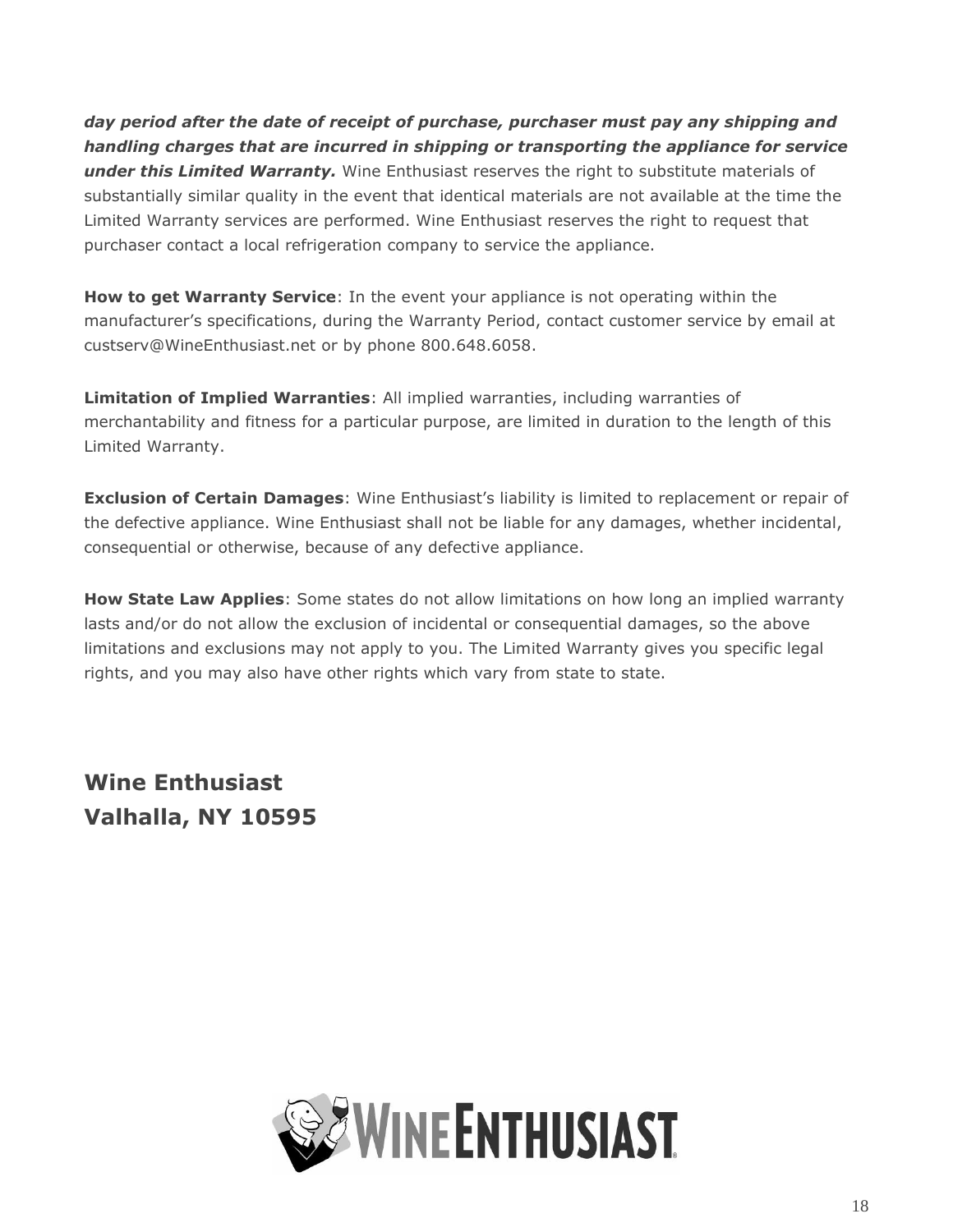***day period after the date of receipt of purchase, purchaser must pay any shipping and handling charges that are incurred in shipping or transporting the appliance for service under this Limited Warranty.*** Wine Enthusiast reserves the right to substitute materials of substantially similar quality in the event that identical materials are not available at the time the Limited Warranty services are performed. Wine Enthusiast reserves the right to request that purchaser contact a local refrigeration company to service the appliance.

**How to get Warranty Service**: In the event your appliance is not operating within the manufacturer's specifications, during the Warranty Period, contact customer service by email at custserv@WineEnthusiast.net or by phone 800.648.6058.

**Limitation of Implied Warranties**: All implied warranties, including warranties of merchantability and fitness for a particular purpose, are limited in duration to the length of this Limited Warranty.

**Exclusion of Certain Damages**: Wine Enthusiast's liability is limited to replacement or repair of the defective appliance. Wine Enthusiast shall not be liable for any damages, whether incidental, consequential or otherwise, because of any defective appliance.

**How State Law Applies**: Some states do not allow limitations on how long an implied warranty lasts and/or do not allow the exclusion of incidental or consequential damages, so the above limitations and exclusions may not apply to you. The Limited Warranty gives you specific legal rights, and you may also have other rights which vary from state to state.

## Wine Enthusiast
## Valhalla, NY 10595

WINE ENTHUSIAST